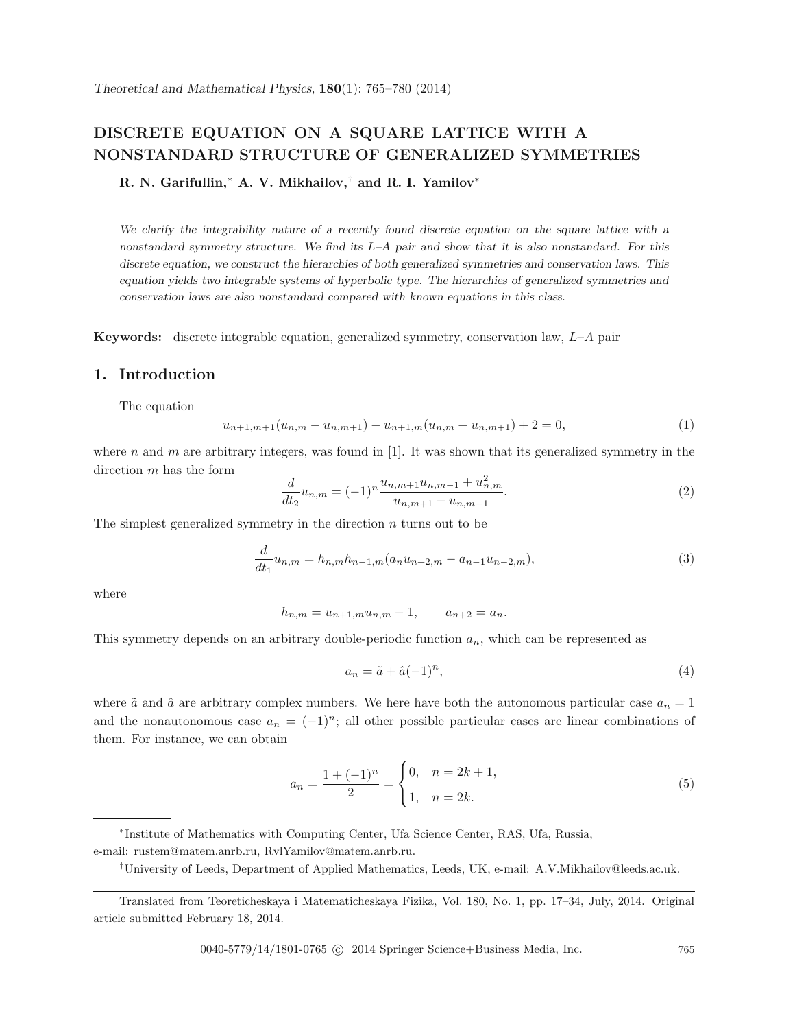# DISCRETE EQUATION ON A SQUARE LATTICE WITH A NONSTANDARD STRUCTURE OF GENERALIZED SYMMETRIES

**R. N. Garifullin,[*] A. V. Mikhailov,[†] and R. I. Yamilov[*]**

*We clarify the integrability nature of a recently found discrete equation on the square lattice with a nonstandard symmetry structure. We find its L–A pair and show that it is also nonstandard. For this discrete equation, we construct the hierarchies of both generalized symmetries and conservation laws. This equation yields two integrable systems of hyperbolic type. The hierarchies of generalized symmetries and conservation laws are also nonstandard compared with known equations in this class.*

**Keywords:** discrete integrable equation, generalized symmetry, conservation law, $L$–$A$ pair

## 1. Introduction

The equation

$$u_{n+1,m+1}(u_{n,m} - u_{n,m+1}) - u_{n+1,m}(u_{n,m} + u_{n,m+1}) + 2 = 0, \tag{1}$$

where $n$ and $m$ are arbitrary integers, was found in [1]. It was shown that its generalized symmetry in the direction $m$ has the form

$$\frac{d}{dt_2}u_{n,m} = (-1)^n \frac{u_{n,m+1}u_{n,m-1} + u_{n,m}^2}{u_{n,m+1} + u_{n,m-1}}. \tag{2}$$

The simplest generalized symmetry in the direction $n$ turns out to be

$$\frac{d}{dt_1}u_{n,m} = h_{n,m}h_{n-1,m}(a_n u_{n+2,m} - a_{n-1}u_{n-2,m}), \tag{3}$$

where

$$h_{n,m} = u_{n+1,m}u_{n,m} - 1, \qquad a_{n+2} = a_n.$$

This symmetry depends on an arbitrary double-periodic function $a_n$, which can be represented as

$$a_n = \tilde{a} + \hat{a}(-1)^n, \tag{4}$$

where $\tilde{a}$ and $\hat{a}$ are arbitrary complex numbers. We here have both the autonomous particular case $a_n = 1$ and the nonautonomous case $a_n = (-1)^n$; all other possible particular cases are linear combinations of them. For instance, we can obtain

$$a_n = \frac{1 + (-1)^n}{2} = \begin{cases} 0, & n = 2k + 1, \\ 1, & n = 2k. \end{cases} \tag{5}$$

---

[*] Institute of Mathematics with Computing Center, Ufa Science Center, RAS, Ufa, Russia, e-mail: rustem@matem.anrb.ru, RvlYamilov@matem.anrb.ru.

[†] University of Leeds, Department of Applied Mathematics, Leeds, UK, e-mail: A.V.Mikhailov@leeds.ac.uk.

---

Translated from Teoreticheskaya i Matematicheskaya Fizika, Vol. 180, No. 1, pp. 17–34, July, 2014. Original article submitted February 18, 2014.

0040-5779/14/1801-0765 © 2014 Springer Science+Business Media, Inc.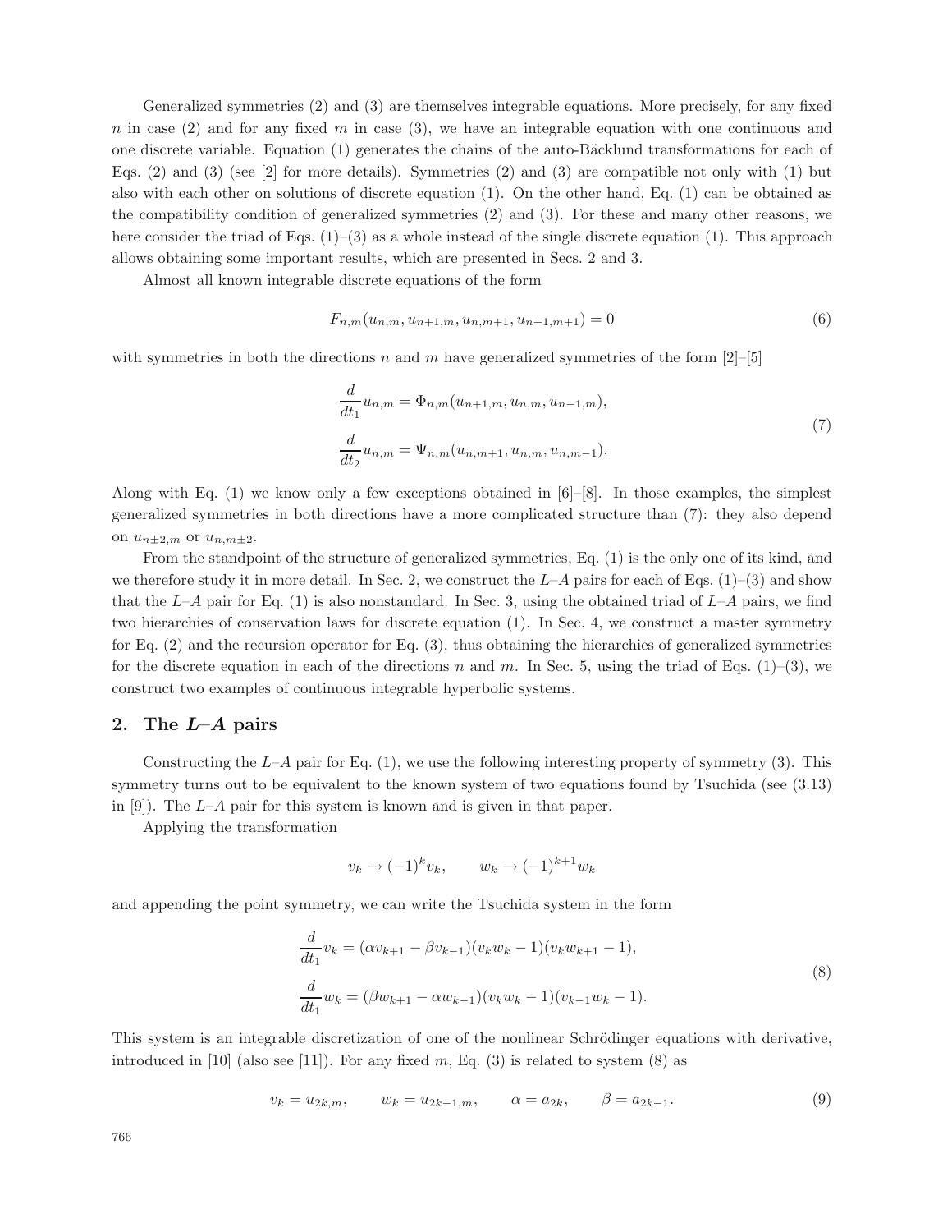Generalized symmetries (2) and (3) are themselves integrable equations. More precisely, for any fixed $n$ in case (2) and for any fixed $m$ in case (3), we have an integrable equation with one continuous and one discrete variable. Equation (1) generates the chains of the auto-Bäcklund transformations for each of Eqs. (2) and (3) (see [2] for more details). Symmetries (2) and (3) are compatible not only with (1) but also with each other on solutions of discrete equation (1). On the other hand, Eq. (1) can be obtained as the compatibility condition of generalized symmetries (2) and (3). For these and many other reasons, we here consider the triad of Eqs. (1)–(3) as a whole instead of the single discrete equation (1). This approach allows obtaining some important results, which are presented in Secs. 2 and 3.

Almost all known integrable discrete equations of the form

$$F_{n,m}(u_{n,m}, u_{n+1,m}, u_{n,m+1}, u_{n+1,m+1}) = 0 \tag{6}$$

with symmetries in both the directions $n$ and $m$ have generalized symmetries of the form [2]–[5]

$$\begin{aligned}
\frac{d}{dt_1} u_{n,m} &= \Phi_{n,m}(u_{n+1,m}, u_{n,m}, u_{n-1,m}), \\
\frac{d}{dt_2} u_{n,m} &= \Psi_{n,m}(u_{n,m+1}, u_{n,m}, u_{n,m-1}).
\end{aligned} \tag{7}$$

Along with Eq. (1) we know only a few exceptions obtained in [6]–[8]. In those examples, the simplest generalized symmetries in both directions have a more complicated structure than (7): they also depend on $u_{n\pm2,m}$ or $u_{n,m\pm2}$.

From the standpoint of the structure of generalized symmetries, Eq. (1) is the only one of its kind, and we therefore study it in more detail. In Sec. 2, we construct the $L$–$A$ pairs for each of Eqs. (1)–(3) and show that the $L$–$A$ pair for Eq. (1) is also nonstandard. In Sec. 3, using the obtained triad of $L$–$A$ pairs, we find two hierarchies of conservation laws for discrete equation (1). In Sec. 4, we construct a master symmetry for Eq. (2) and the recursion operator for Eq. (3), thus obtaining the hierarchies of generalized symmetries for the discrete equation in each of the directions $n$ and $m$. In Sec. 5, using the triad of Eqs. (1)–(3), we construct two examples of continuous integrable hyperbolic systems.

## 2. The $L$–$A$ pairs

Constructing the $L$–$A$ pair for Eq. (1), we use the following interesting property of symmetry (3). This symmetry turns out to be equivalent to the known system of two equations found by Tsuchida (see (3.13) in [9]). The $L$–$A$ pair for this system is known and is given in that paper.

Applying the transformation

$$v_k \to (-1)^k v_k, \qquad w_k \to (-1)^{k+1} w_k$$

and appending the point symmetry, we can write the Tsuchida system in the form

$$\begin{aligned}
\frac{d}{dt_1} v_k &= (\alpha v_{k+1} - \beta v_{k-1})(v_k w_k - 1)(v_k w_{k+1} - 1), \\
\frac{d}{dt_1} w_k &= (\beta w_{k+1} - \alpha w_{k-1})(v_k w_k - 1)(v_{k-1} w_k - 1).
\end{aligned} \tag{8}$$

This system is an integrable discretization of one of the nonlinear Schrödinger equations with derivative, introduced in [10] (also see [11]). For any fixed $m$, Eq. (3) is related to system (8) as

$$v_k = u_{2k,m}, \qquad w_k = u_{2k-1,m}, \qquad \alpha = a_{2k}, \qquad \beta = a_{2k-1}. \tag{9}$$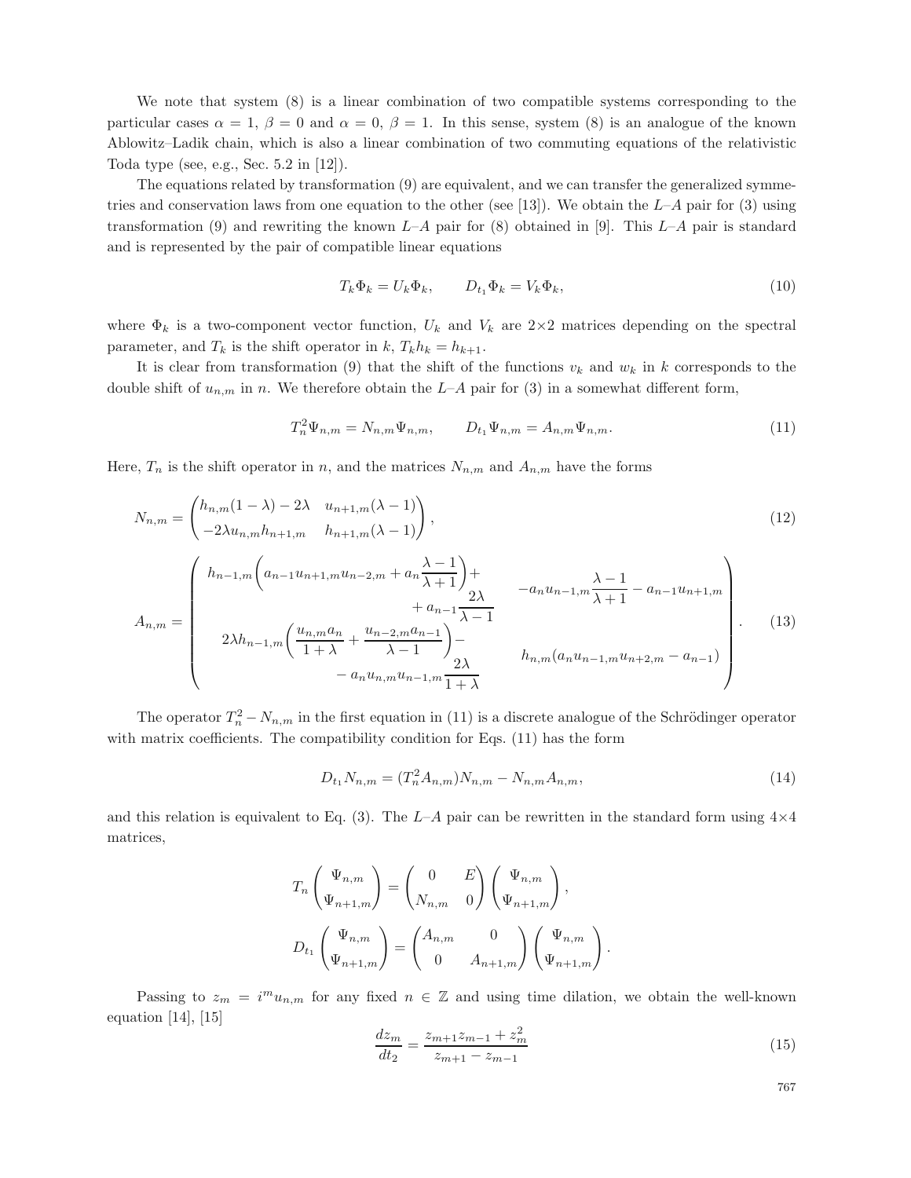We note that system (8) is a linear combination of two compatible systems corresponding to the particular cases $\alpha = 1$, $\beta = 0$ and $\alpha = 0$, $\beta = 1$. In this sense, system (8) is an analogue of the known Ablowitz–Ladik chain, which is also a linear combination of two commuting equations of the relativistic Toda type (see, e.g., Sec. 5.2 in [12]).

The equations related by transformation (9) are equivalent, and we can transfer the generalized symmetries and conservation laws from one equation to the other (see [13]). We obtain the $L$–$A$ pair for (3) using transformation (9) and rewriting the known $L$–$A$ pair for (8) obtained in [9]. This $L$–$A$ pair is standard and is represented by the pair of compatible linear equations

$$T_k \Phi_k = U_k \Phi_k, \qquad D_{t_1} \Phi_k = V_k \Phi_k, \tag{10}$$

where $\Phi_k$ is a two-component vector function, $U_k$ and $V_k$ are $2\times2$ matrices depending on the spectral parameter, and $T_k$ is the shift operator in $k$, $T_k h_k = h_{k+1}$.

It is clear from transformation (9) that the shift of the functions $v_k$ and $w_k$ in $k$ corresponds to the double shift of $u_{n,m}$ in $n$. We therefore obtain the $L$–$A$ pair for (3) in a somewhat different form,

$$T_n^2 \Psi_{n,m} = N_{n,m} \Psi_{n,m}, \qquad D_{t_1} \Psi_{n,m} = A_{n,m} \Psi_{n,m}. \tag{11}$$

Here, $T_n$ is the shift operator in $n$, and the matrices $N_{n,m}$ and $A_{n,m}$ have the forms

$$N_{n,m} = \begin{pmatrix} h_{n,m}(1-\lambda) - 2\lambda & u_{n+1,m}(\lambda - 1) \\ -2\lambda u_{n,m} h_{n+1,m} & h_{n+1,m}(\lambda - 1) \end{pmatrix}, \tag{12}$$

$$A_{n,m} = \begin{pmatrix} h_{n-1,m}\left(a_{n-1} u_{n+1,m} u_{n-2,m} + a_n \dfrac{\lambda-1}{\lambda+1}\right) + a_{n-1}\dfrac{2\lambda}{\lambda-1} & -a_n u_{n-1,m}\dfrac{\lambda-1}{\lambda+1} - a_{n-1} u_{n+1,m} \\ 2\lambda h_{n-1,m}\left(\dfrac{u_{n,m} a_n}{1+\lambda} + \dfrac{u_{n-2,m} a_{n-1}}{\lambda - 1}\right) - a_n u_{n,m} u_{n-1,m} \dfrac{2\lambda}{1+\lambda} & h_{n,m}(a_n u_{n-1,m} u_{n+2,m} - a_{n-1}) \end{pmatrix}. \tag{13}$$

The operator $T_n^2 - N_{n,m}$ in the first equation in (11) is a discrete analogue of the Schrödinger operator with matrix coefficients. The compatibility condition for Eqs. (11) has the form

$$D_{t_1} N_{n,m} = (T_n^2 A_{n,m}) N_{n,m} - N_{n,m} A_{n,m}, \tag{14}$$

and this relation is equivalent to Eq. (3). The $L$–$A$ pair can be rewritten in the standard form using $4\times4$ matrices,

$$T_n \begin{pmatrix} \Psi_{n,m} \\ \Psi_{n+1,m} \end{pmatrix} = \begin{pmatrix} 0 & E \\ N_{n,m} & 0 \end{pmatrix} \begin{pmatrix} \Psi_{n,m} \\ \Psi_{n+1,m} \end{pmatrix},$$

$$D_{t_1} \begin{pmatrix} \Psi_{n,m} \\ \Psi_{n+1,m} \end{pmatrix} = \begin{pmatrix} A_{n,m} & 0 \\ 0 & A_{n+1,m} \end{pmatrix} \begin{pmatrix} \Psi_{n,m} \\ \Psi_{n+1,m} \end{pmatrix}.$$

Passing to $z_m = i^m u_{n,m}$ for any fixed $n \in \mathbb{Z}$ and using time dilation, we obtain the well-known equation [14], [15]

$$\frac{dz_m}{dt_2} = \frac{z_{m+1} z_{m-1} + z_m^2}{z_{m+1} - z_{m-1}} \tag{15}$$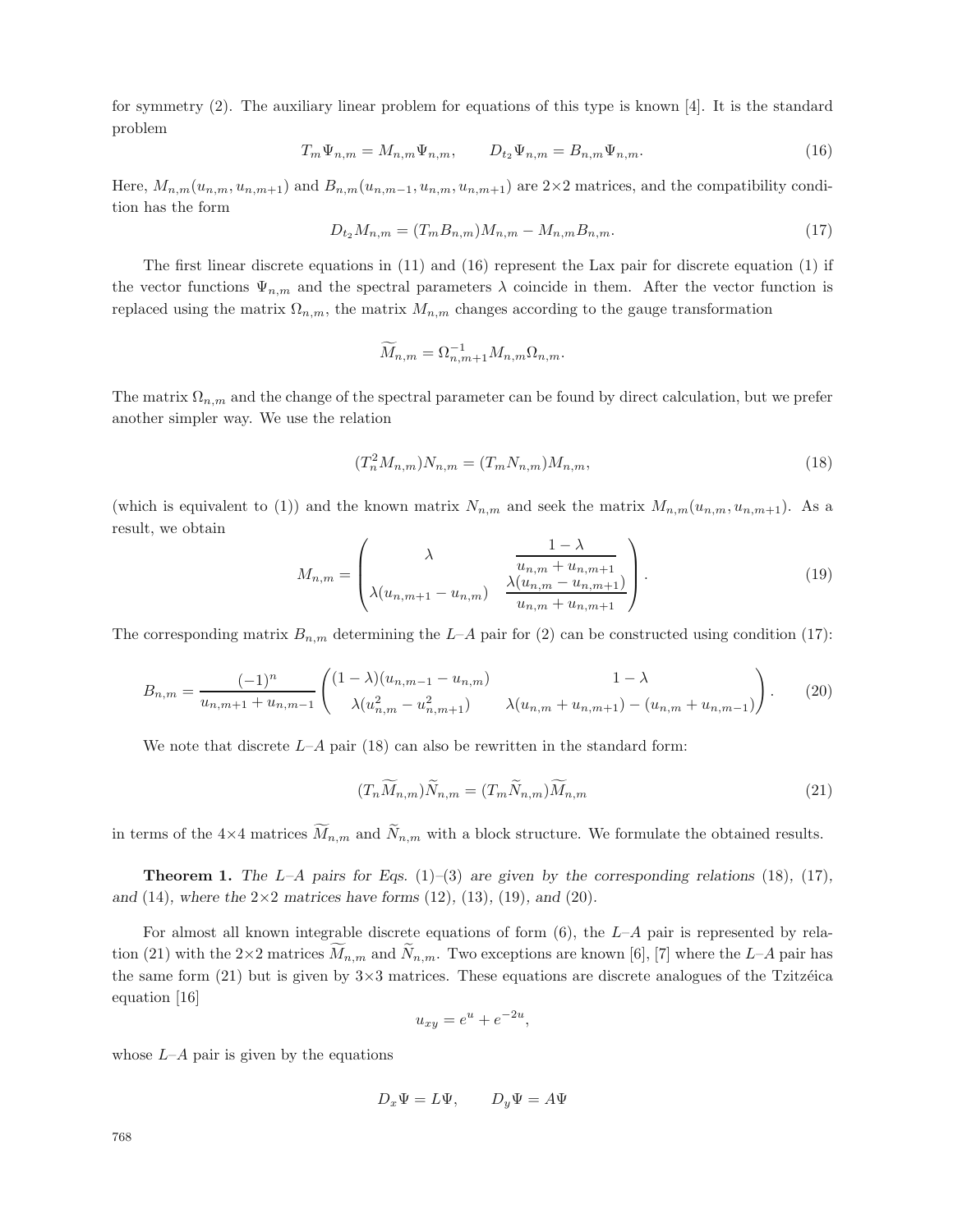for symmetry (2). The auxiliary linear problem for equations of this type is known [4]. It is the standard problem

$$T_m \Psi_{n,m} = M_{n,m} \Psi_{n,m}, \qquad D_{t_2} \Psi_{n,m} = B_{n,m} \Psi_{n,m}. \tag{16}$$

Here, $M_{n,m}(u_{n,m}, u_{n,m+1})$ and $B_{n,m}(u_{n,m-1}, u_{n,m}, u_{n,m+1})$ are $2{\times}2$ matrices, and the compatibility condition has the form

$$D_{t_2} M_{n,m} = (T_m B_{n,m}) M_{n,m} - M_{n,m} B_{n,m}. \tag{17}$$

The first linear discrete equations in (11) and (16) represent the Lax pair for discrete equation (1) if the vector functions $\Psi_{n,m}$ and the spectral parameters $\lambda$ coincide in them. After the vector function is replaced using the matrix $\Omega_{n,m}$, the matrix $M_{n,m}$ changes according to the gauge transformation

$$\widetilde{M}_{n,m} = \Omega_{n,m+1}^{-1} M_{n,m} \Omega_{n,m}.$$

The matrix $\Omega_{n,m}$ and the change of the spectral parameter can be found by direct calculation, but we prefer another simpler way. We use the relation

$$(T_n^2 M_{n,m}) N_{n,m} = (T_m N_{n,m}) M_{n,m}, \tag{18}$$

(which is equivalent to (1)) and the known matrix $N_{n,m}$ and seek the matrix $M_{n,m}(u_{n,m}, u_{n,m+1})$. As a result, we obtain

$$M_{n,m} = \begin{pmatrix} \lambda & \dfrac{1-\lambda}{u_{n,m} + u_{n,m+1}} \\ \lambda(u_{n,m+1} - u_{n,m}) & \dfrac{\lambda(u_{n,m} - u_{n,m+1})}{u_{n,m} + u_{n,m+1}} \end{pmatrix}. \tag{19}$$

The corresponding matrix $B_{n,m}$ determining the $L$–$A$ pair for (2) can be constructed using condition (17):

$$B_{n,m} = \frac{(-1)^n}{u_{n,m+1} + u_{n,m-1}} \begin{pmatrix} (1-\lambda)(u_{n,m-1} - u_{n,m}) & 1-\lambda \\ \lambda(u_{n,m}^2 - u_{n,m+1}^2) & \lambda(u_{n,m} + u_{n,m+1}) - (u_{n,m} + u_{n,m-1}) \end{pmatrix}. \tag{20}$$

We note that discrete $L$–$A$ pair (18) can also be rewritten in the standard form:

$$(T_n \widetilde{M}_{n,m}) \widetilde{N}_{n,m} = (T_m \widetilde{N}_{n,m}) \widetilde{M}_{n,m} \tag{21}$$

in terms of the $4{\times}4$ matrices $\widetilde{M}_{n,m}$ and $\widetilde{N}_{n,m}$ with a block structure. We formulate the obtained results.

**Theorem 1.** *The $L$–$A$ pairs for Eqs.* (1)–(3) *are given by the corresponding relations* (18), (17), *and* (14), *where the $2{\times}2$ matrices have forms* (12), (13), (19), *and* (20).

For almost all known integrable discrete equations of form (6), the $L$–$A$ pair is represented by relation (21) with the $2{\times}2$ matrices $\widetilde{M}_{n,m}$ and $\widetilde{N}_{n,m}$. Two exceptions are known [6], [7] where the $L$–$A$ pair has the same form (21) but is given by $3{\times}3$ matrices. These equations are discrete analogues of the Tzitzéica equation [16]

$$u_{xy} = e^u + e^{-2u},$$

whose $L$–$A$ pair is given by the equations

$$D_x \Psi = L\Psi, \qquad D_y \Psi = A\Psi$$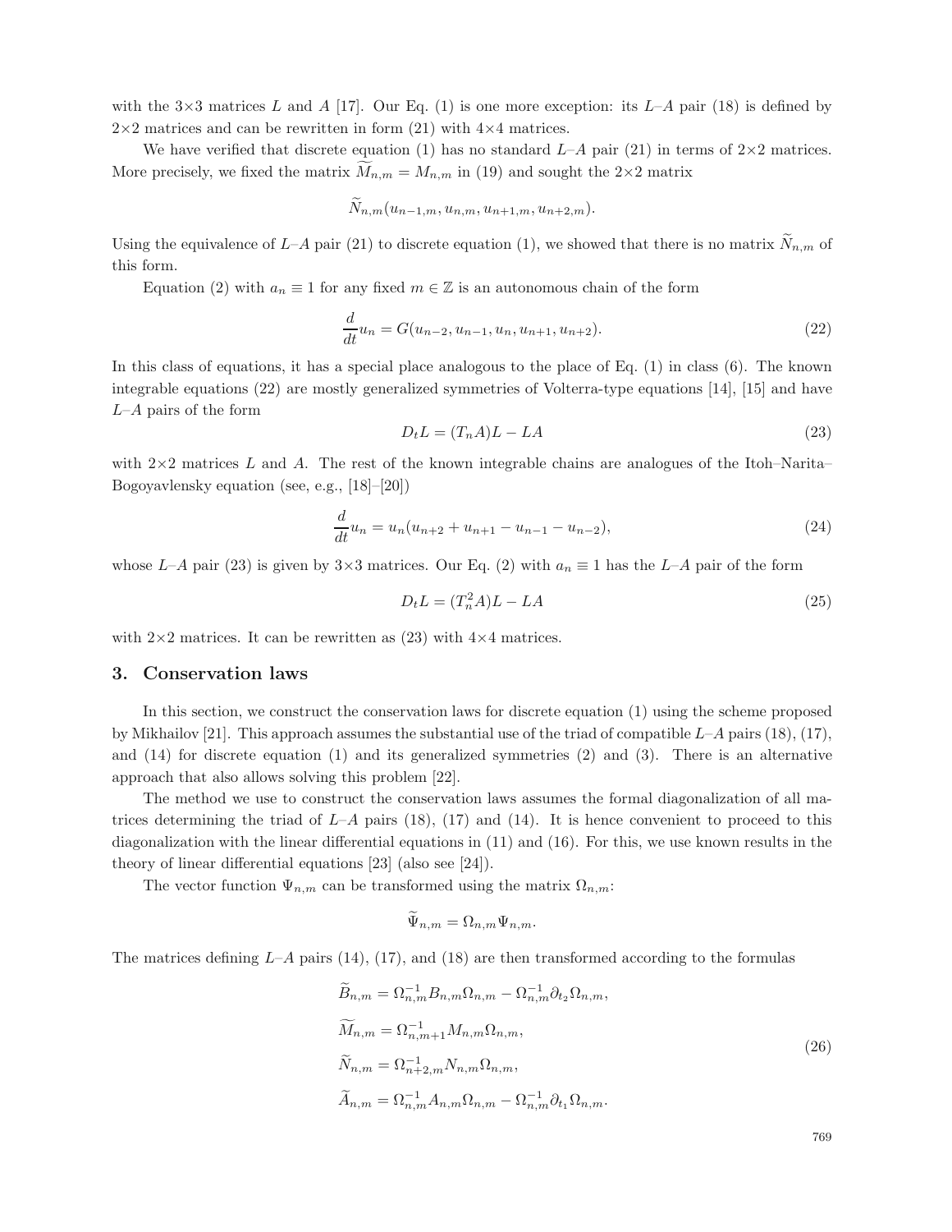with the 3×3 matrices $L$ and $A$ [17]. Our Eq. (1) is one more exception: its $L$–$A$ pair (18) is defined by 2×2 matrices and can be rewritten in form (21) with 4×4 matrices.

We have verified that discrete equation (1) has no standard $L$–$A$ pair (21) in terms of 2×2 matrices. More precisely, we fixed the matrix $\widetilde{M}_{n,m} = M_{n,m}$ in (19) and sought the 2×2 matrix

$$\widetilde{N}_{n,m}(u_{n-1,m}, u_{n,m}, u_{n+1,m}, u_{n+2,m}).$$

Using the equivalence of $L$–$A$ pair (21) to discrete equation (1), we showed that there is no matrix $\widetilde{N}_{n,m}$ of this form.

Equation (2) with $a_n \equiv 1$ for any fixed $m \in \mathbb{Z}$ is an autonomous chain of the form

$$\frac{d}{dt}u_n = G(u_{n-2}, u_{n-1}, u_n, u_{n+1}, u_{n+2}). \tag{22}$$

In this class of equations, it has a special place analogous to the place of Eq. (1) in class (6). The known integrable equations (22) are mostly generalized symmetries of Volterra-type equations [14], [15] and have $L$–$A$ pairs of the form

$$D_t L = (T_n A)L - LA \tag{23}$$

with 2×2 matrices $L$ and $A$. The rest of the known integrable chains are analogues of the Itoh–Narita–Bogoyavlensky equation (see, e.g., [18]–[20])

$$\frac{d}{dt}u_n = u_n(u_{n+2} + u_{n+1} - u_{n-1} - u_{n-2}), \tag{24}$$

whose $L$–$A$ pair (23) is given by 3×3 matrices. Our Eq. (2) with $a_n \equiv 1$ has the $L$–$A$ pair of the form

$$D_t L = (T_n^2 A)L - LA \tag{25}$$

with 2×2 matrices. It can be rewritten as (23) with 4×4 matrices.

## 3. Conservation laws

In this section, we construct the conservation laws for discrete equation (1) using the scheme proposed by Mikhailov [21]. This approach assumes the substantial use of the triad of compatible $L$–$A$ pairs (18), (17), and (14) for discrete equation (1) and its generalized symmetries (2) and (3). There is an alternative approach that also allows solving this problem [22].

The method we use to construct the conservation laws assumes the formal diagonalization of all matrices determining the triad of $L$–$A$ pairs (18), (17) and (14). It is hence convenient to proceed to this diagonalization with the linear differential equations in (11) and (16). For this, we use known results in the theory of linear differential equations [23] (also see [24]).

The vector function $\Psi_{n,m}$ can be transformed using the matrix $\Omega_{n,m}$:

$$\widetilde{\Psi}_{n,m} = \Omega_{n,m}\Psi_{n,m}.$$

The matrices defining $L$–$A$ pairs (14), (17), and (18) are then transformed according to the formulas

$$\begin{aligned}
\widetilde{B}_{n,m} &= \Omega_{n,m}^{-1} B_{n,m}\Omega_{n,m} - \Omega_{n,m}^{-1}\partial_{t_2}\Omega_{n,m}, \\
\widetilde{M}_{n,m} &= \Omega_{n,m+1}^{-1} M_{n,m}\Omega_{n,m}, \\
\widetilde{N}_{n,m} &= \Omega_{n+2,m}^{-1} N_{n,m}\Omega_{n,m}, \\
\widetilde{A}_{n,m} &= \Omega_{n,m}^{-1} A_{n,m}\Omega_{n,m} - \Omega_{n,m}^{-1}\partial_{t_1}\Omega_{n,m}.
\end{aligned} \tag{26}$$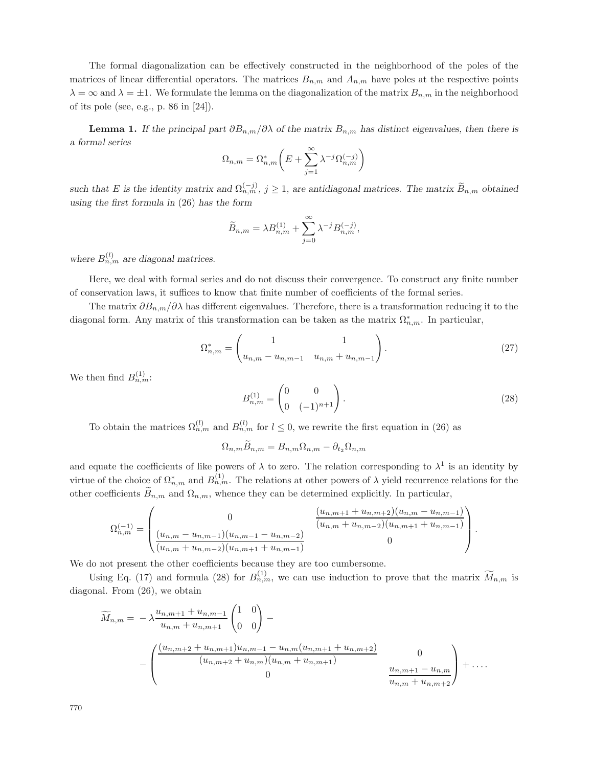The formal diagonalization can be effectively constructed in the neighborhood of the poles of the matrices of linear differential operators. The matrices $B_{n,m}$ and $A_{n,m}$ have poles at the respective points $\lambda = \infty$ and $\lambda = \pm 1$. We formulate the lemma on the diagonalization of the matrix $B_{n,m}$ in the neighborhood of its pole (see, e.g., p. 86 in [24]).

**Lemma 1.** *If the principal part $\partial B_{n,m}/\partial\lambda$ of the matrix $B_{n,m}$ has distinct eigenvalues, then there is a formal series*

$$\Omega_{n,m} = \Omega^*_{n,m}\left(E + \sum_{j=1}^{\infty} \lambda^{-j}\Omega^{(-j)}_{n,m}\right)$$

*such that $E$ is the identity matrix and $\Omega^{(-j)}_{n,m}$, $j \geq 1$, are antidiagonal matrices. The matrix $\widetilde{B}_{n,m}$ obtained using the first formula in (26) has the form*

$$\widetilde{B}_{n,m} = \lambda B^{(1)}_{n,m} + \sum_{j=0}^{\infty} \lambda^{-j} B^{(-j)}_{n,m},$$

*where $B^{(l)}_{n,m}$ are diagonal matrices.*

Here, we deal with formal series and do not discuss their convergence. To construct any finite number of conservation laws, it suffices to know that finite number of coefficients of the formal series.

The matrix $\partial B_{n,m}/\partial\lambda$ has different eigenvalues. Therefore, there is a transformation reducing it to the diagonal form. Any matrix of this transformation can be taken as the matrix $\Omega^*_{n,m}$. In particular,

$$\Omega^*_{n,m} = \begin{pmatrix} 1 & 1 \\ u_{n,m} - u_{n,m-1} & u_{n,m} + u_{n,m-1} \end{pmatrix}. \tag{27}$$

We then find $B^{(1)}_{n,m}$:

$$B^{(1)}_{n,m} = \begin{pmatrix} 0 & 0 \\ 0 & (-1)^{n+1} \end{pmatrix}. \tag{28}$$

To obtain the matrices $\Omega^{(l)}_{n,m}$ and $B^{(l)}_{n,m}$ for $l \leq 0$, we rewrite the first equation in (26) as

$$\Omega_{n,m}\widetilde{B}_{n,m} = B_{n,m}\Omega_{n,m} - \partial_{t_2}\Omega_{n,m}$$

and equate the coefficients of like powers of $\lambda$ to zero. The relation corresponding to $\lambda^1$ is an identity by virtue of the choice of $\Omega^*_{n,m}$ and $B^{(1)}_{n,m}$. The relations at other powers of $\lambda$ yield recurrence relations for the other coefficients $\widetilde{B}_{n,m}$ and $\Omega_{n,m}$, whence they can be determined explicitly. In particular,

$$\Omega^{(-1)}_{n,m} = \begin{pmatrix} 0 & \dfrac{(u_{n,m+1} + u_{n,m+2})(u_{n,m} - u_{n,m-1})}{(u_{n,m} + u_{n,m-2})(u_{n,m+1} + u_{n,m-1})} \\ \dfrac{(u_{n,m} - u_{n,m-1})(u_{n,m-1} - u_{n,m-2})}{(u_{n,m} + u_{n,m-2})(u_{n,m+1} + u_{n,m-1})} & 0 \end{pmatrix}.$$

We do not present the other coefficients because they are too cumbersome.

Using Eq. (17) and formula (28) for $B^{(1)}_{n,m}$, we can use induction to prove that the matrix $\widetilde{M}_{n,m}$ is diagonal. From (26), we obtain

$$\widetilde{M}_{n,m} = -\lambda\frac{u_{n,m+1} + u_{n,m-1}}{u_{n,m} + u_{n,m+1}}\begin{pmatrix} 1 & 0 \\ 0 & 0 \end{pmatrix} - \\ - \begin{pmatrix} \dfrac{(u_{n,m+2} + u_{n,m+1})u_{n,m-1} - u_{n,m}(u_{n,m+1} + u_{n,m+2})}{(u_{n,m+2} + u_{n,m})(u_{n,m} + u_{n,m+1})} & 0 \\ 0 & \dfrac{u_{n,m+1} - u_{n,m}}{u_{n,m} + u_{n,m+2}} \end{pmatrix} + \ldots.$$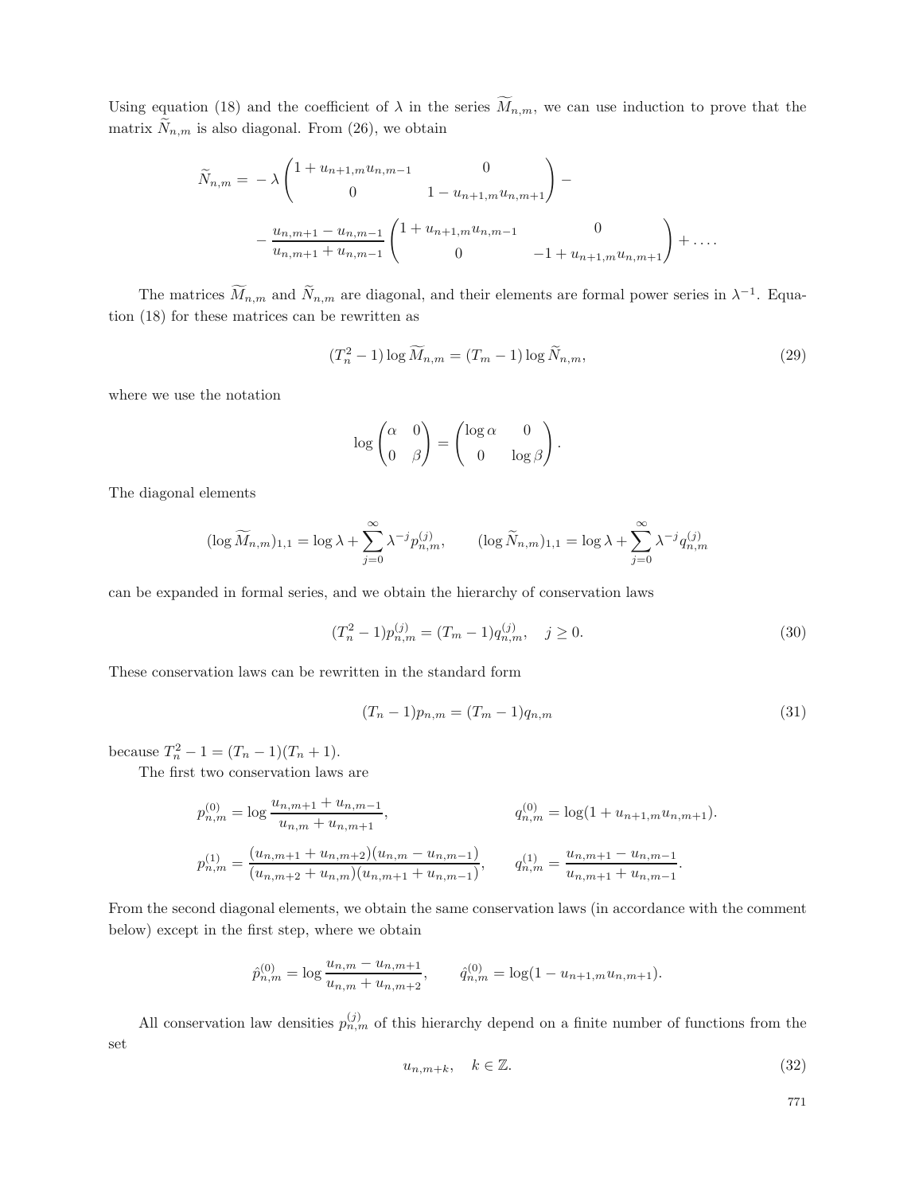Using equation (18) and the coefficient of $\lambda$ in the series $\widetilde{M}_{n,m}$, we can use induction to prove that the matrix $\widetilde{N}_{n,m}$ is also diagonal. From (26), we obtain

$$
\begin{aligned}
\widetilde{N}_{n,m} = & -\lambda \begin{pmatrix} 1 + u_{n+1,m}u_{n,m-1} & 0 \\ 0 & 1 - u_{n+1,m}u_{n,m+1} \end{pmatrix} - \\
& - \frac{u_{n,m+1} - u_{n,m-1}}{u_{n,m+1} + u_{n,m-1}} \begin{pmatrix} 1 + u_{n+1,m}u_{n,m-1} & 0 \\ 0 & -1 + u_{n+1,m}u_{n,m+1} \end{pmatrix} + \dots .
\end{aligned}
$$

The matrices $\widetilde{M}_{n,m}$ and $\widetilde{N}_{n,m}$ are diagonal, and their elements are formal power series in $\lambda^{-1}$. Equation (18) for these matrices can be rewritten as

$$
(T_n^2 - 1) \log \widetilde{M}_{n,m} = (T_m - 1) \log \widetilde{N}_{n,m}, \tag{29}
$$

where we use the notation

$$
\log \begin{pmatrix} \alpha & 0 \\ 0 & \beta \end{pmatrix} = \begin{pmatrix} \log \alpha & 0 \\ 0 & \log \beta \end{pmatrix}.
$$

The diagonal elements

$$
(\log \widetilde{M}_{n,m})_{1,1} = \log \lambda + \sum_{j=0}^{\infty} \lambda^{-j} p_{n,m}^{(j)}, \qquad (\log \widetilde{N}_{n,m})_{1,1} = \log \lambda + \sum_{j=0}^{\infty} \lambda^{-j} q_{n,m}^{(j)}
$$

can be expanded in formal series, and we obtain the hierarchy of conservation laws

$$
(T_n^2 - 1) p_{n,m}^{(j)} = (T_m - 1) q_{n,m}^{(j)}, \quad j \geq 0. \tag{30}
$$

These conservation laws can be rewritten in the standard form

$$
(T_n - 1) p_{n,m} = (T_m - 1) q_{n,m} \tag{31}
$$

because $T_n^2 - 1 = (T_n - 1)(T_n + 1)$.

The first two conservation laws are

$$
\begin{aligned}
p_{n,m}^{(0)} &= \log \frac{u_{n,m+1} + u_{n,m-1}}{u_{n,m} + u_{n,m+1}}, & q_{n,m}^{(0)} &= \log(1 + u_{n+1,m}u_{n,m+1}). \\
p_{n,m}^{(1)} &= \frac{(u_{n,m+1} + u_{n,m+2})(u_{n,m} - u_{n,m-1})}{(u_{n,m+2} + u_{n,m})(u_{n,m+1} + u_{n,m-1})}, & q_{n,m}^{(1)} &= \frac{u_{n,m+1} - u_{n,m-1}}{u_{n,m+1} + u_{n,m-1}}.
\end{aligned}
$$

From the second diagonal elements, we obtain the same conservation laws (in accordance with the comment below) except in the first step, where we obtain

$$
\hat{p}_{n,m}^{(0)} = \log \frac{u_{n,m} - u_{n,m+1}}{u_{n,m} + u_{n,m+2}}, \qquad \hat{q}_{n,m}^{(0)} = \log(1 - u_{n+1,m}u_{n,m+1}).
$$

All conservation law densities $p_{n,m}^{(j)}$ of this hierarchy depend on a finite number of functions from the set

$$
u_{n,m+k}, \quad k \in \mathbb{Z}. \tag{32}
$$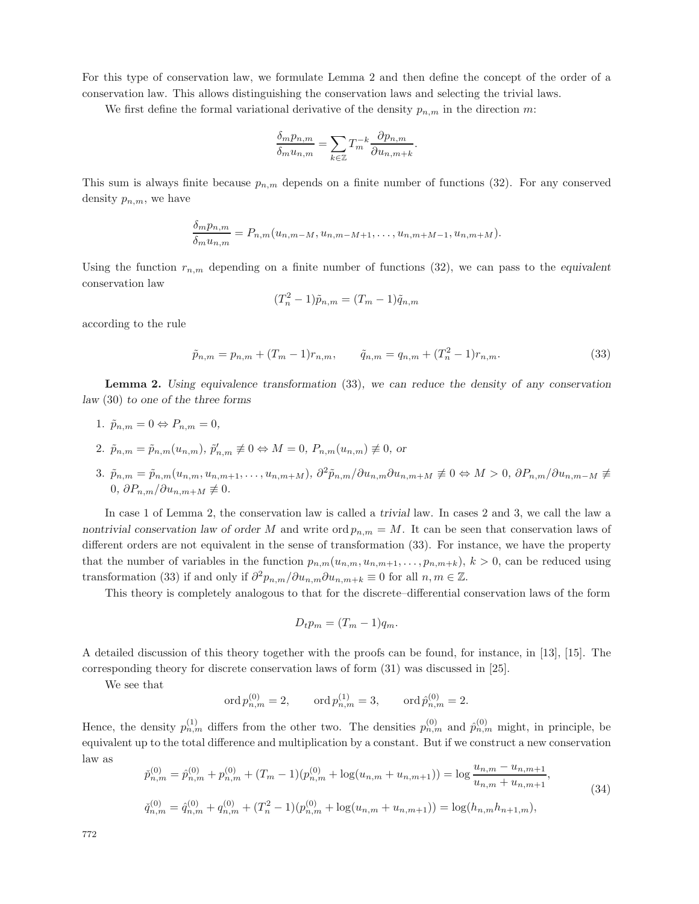For this type of conservation law, we formulate Lemma 2 and then define the concept of the order of a conservation law. This allows distinguishing the conservation laws and selecting the trivial laws.

We first define the formal variational derivative of the density $p_{n,m}$ in the direction $m$:

$$\frac{\delta_m p_{n,m}}{\delta_m u_{n,m}} = \sum_{k\in\mathbb{Z}} T_m^{-k} \frac{\partial p_{n,m}}{\partial u_{n,m+k}}.$$

This sum is always finite because $p_{n,m}$ depends on a finite number of functions (32). For any conserved density $p_{n,m}$, we have

$$\frac{\delta_m p_{n,m}}{\delta_m u_{n,m}} = P_{n,m}(u_{n,m-M}, u_{n,m-M+1}, \ldots, u_{n,m+M-1}, u_{n,m+M}).$$

Using the function $r_{n,m}$ depending on a finite number of functions (32), we can pass to the *equivalent* conservation law

$$(T_n^2 - 1)\tilde{p}_{n,m} = (T_m - 1)\tilde{q}_{n,m}$$

according to the rule

$$\tilde{p}_{n,m} = p_{n,m} + (T_m - 1)r_{n,m}, \qquad \tilde{q}_{n,m} = q_{n,m} + (T_n^2 - 1)r_{n,m}. \tag{33}$$

**Lemma 2.** *Using equivalence transformation* (33)*, we can reduce the density of any conservation law* (30) *to one of the three forms*

1. $\tilde{p}_{n,m} = 0 \Leftrightarrow P_{n,m} = 0$,
2. $\tilde{p}_{n,m} = \tilde{p}_{n,m}(u_{n,m})$, $\tilde{p}'_{n,m} \not\equiv 0 \Leftrightarrow M = 0$, $P_{n,m}(u_{n,m}) \not\equiv 0$, *or*
3. $\tilde{p}_{n,m} = \tilde{p}_{n,m}(u_{n,m}, u_{n,m+1}, \ldots, u_{n,m+M})$, $\partial^2 \tilde{p}_{n,m}/\partial u_{n,m}\partial u_{n,m+M} \not\equiv 0 \Leftrightarrow M > 0$, $\partial P_{n,m}/\partial u_{n,m-M} \not\equiv 0$, $\partial P_{n,m}/\partial u_{n,m+M} \not\equiv 0$.

In case 1 of Lemma 2, the conservation law is called a *trivial* law. In cases 2 and 3, we call the law a *nontrivial conservation law of order* $M$ and write $\operatorname{ord} p_{n,m} = M$. It can be seen that conservation laws of different orders are not equivalent in the sense of transformation (33). For instance, we have the property that the number of variables in the function $p_{n,m}(u_{n,m}, u_{n,m+1}, \ldots, p_{n,m+k})$, $k > 0$, can be reduced using transformation (33) if and only if $\partial^2 p_{n,m}/\partial u_{n,m}\partial u_{n,m+k} \equiv 0$ for all $n, m \in \mathbb{Z}$.

This theory is completely analogous to that for the discrete–differential conservation laws of the form

$$D_t p_m = (T_m - 1)q_m.$$

A detailed discussion of this theory together with the proofs can be found, for instance, in [13], [15]. The corresponding theory for discrete conservation laws of form (31) was discussed in [25].

We see that

$$\operatorname{ord} p^{(0)}_{n,m} = 2, \qquad \operatorname{ord} p^{(1)}_{n,m} = 3, \qquad \operatorname{ord} \hat{p}^{(0)}_{n,m} = 2.$$

Hence, the density $p^{(1)}_{n,m}$ differs from the other two. The densities $p^{(0)}_{n,m}$ and $\hat{p}^{(0)}_{n,m}$ might, in principle, be equivalent up to the total difference and multiplication by a constant. But if we construct a new conservation law as

$$\begin{aligned}
\check{p}^{(0)}_{n,m} &= \hat{p}^{(0)}_{n,m} + p^{(0)}_{n,m} + (T_m - 1)(p^{(0)}_{n,m} + \log(u_{n,m} + u_{n,m+1})) = \log\frac{u_{n,m} - u_{n,m+1}}{u_{n,m} + u_{n,m+1}}, \\
\check{q}^{(0)}_{n,m} &= \hat{q}^{(0)}_{n,m} + q^{(0)}_{n,m} + (T_n^2 - 1)(p^{(0)}_{n,m} + \log(u_{n,m} + u_{n,m+1})) = \log(h_{n,m} h_{n+1,m}),
\end{aligned} \tag{34}$$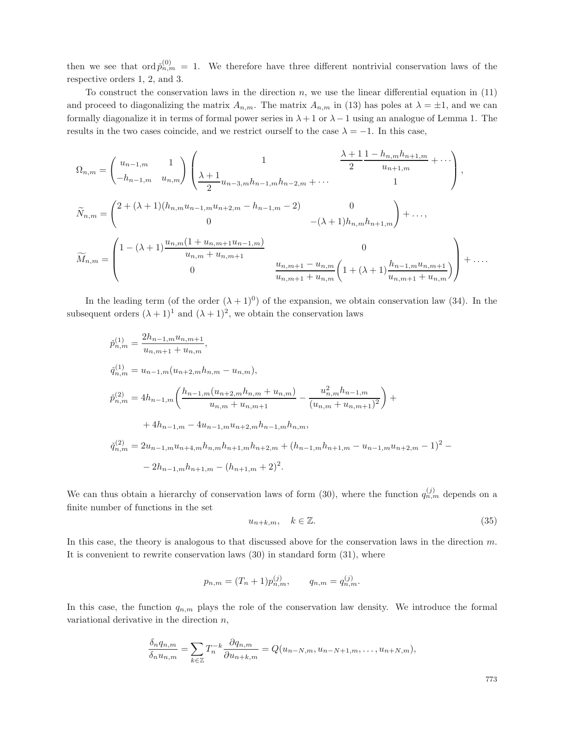then we see that $\operatorname{ord}\check{p}^{(0)}_{n,m} = 1$. We therefore have three different nontrivial conservation laws of the respective orders 1, 2, and 3.

To construct the conservation laws in the direction $n$, we use the linear differential equation in (11) and proceed to diagonalizing the matrix $A_{n,m}$. The matrix $A_{n,m}$ in (13) has poles at $\lambda = \pm 1$, and we can formally diagonalize it in terms of formal power series in $\lambda + 1$ or $\lambda - 1$ using an analogue of Lemma 1. The results in the two cases coincide, and we restrict ourself to the case $\lambda = -1$. In this case,

$$
\Omega_{n,m} = \begin{pmatrix} u_{n-1,m} & 1 \\ -h_{n-1,m} & u_{n,m} \end{pmatrix} \begin{pmatrix} 1 & \dfrac{\lambda+1}{2}\dfrac{1 - h_{n,m}h_{n+1,m}}{u_{n+1,m}} + \cdots \\ \dfrac{\lambda+1}{2} u_{n-3,m}h_{n-1,m}h_{n-2,m} + \cdots & 1 \end{pmatrix},
$$

$$
\widetilde{N}_{n,m} = \begin{pmatrix} 2 + (\lambda+1)(h_{n,m}u_{n-1,m}u_{n+2,m} - h_{n-1,m} - 2) & 0 \\ 0 & -(\lambda+1)h_{n,m}h_{n+1,m} \end{pmatrix} + \ldots,
$$

$$
\widetilde{M}_{n,m} = \begin{pmatrix} 1 - (\lambda+1)\dfrac{u_{n,m}(1 + u_{n,m+1}u_{n-1,m})}{u_{n,m} + u_{n,m+1}} & 0 \\ 0 & \dfrac{u_{n,m+1} - u_{n,m}}{u_{n,m+1} + u_{n,m}}\left(1 + (\lambda+1)\dfrac{h_{n-1,m}u_{n,m+1}}{u_{n,m+1} + u_{n,m}}\right) \end{pmatrix} + \ldots.
$$

In the leading term (of the order $(\lambda+1)^0$) of the expansion, we obtain conservation law (34). In the subsequent orders $(\lambda+1)^1$ and $(\lambda+1)^2$, we obtain the conservation laws

$$
\check{p}^{(1)}_{n,m} = \frac{2h_{n-1,m}u_{n,m+1}}{u_{n,m+1} + u_{n,m}},
$$

$$
\check{q}^{(1)}_{n,m} = u_{n-1,m}(u_{n+2,m}h_{n,m} - u_{n,m}),
$$

$$
\check{p}^{(2)}_{n,m} = 4h_{n-1,m}\left(\frac{h_{n-1,m}(u_{n+2,m}h_{n,m} + u_{n,m})}{u_{n,m} + u_{n,m+1}} - \frac{u^2_{n,m}h_{n-1,m}}{(u_{n,m} + u_{n,m+1})^2}\right) + {}
$$
$$
{} + 4h_{n-1,m} - 4u_{n-1,m}u_{n+2,m}h_{n-1,m}h_{n,m},
$$

$$
\check{q}^{(2)}_{n,m} = 2u_{n-1,m}u_{n+4,m}h_{n,m}h_{n+1,m}h_{n+2,m} + (h_{n-1,m}h_{n+1,m} - u_{n-1,m}u_{n+2,m} - 1)^2 - {}
$$
$$
{} - 2h_{n-1,m}h_{n+1,m} - (h_{n+1,m} + 2)^2.
$$

We can thus obtain a hierarchy of conservation laws of form (30), where the function $q^{(j)}_{n,m}$ depends on a finite number of functions in the set

$$
u_{n+k,m}, \quad k \in \mathbb{Z}. \tag{35}
$$

In this case, the theory is analogous to that discussed above for the conservation laws in the direction $m$. It is convenient to rewrite conservation laws (30) in standard form (31), where

$$
p_{n,m} = (T_n + 1)p^{(j)}_{n,m}, \qquad q_{n,m} = q^{(j)}_{n,m}.
$$

In this case, the function $q_{n,m}$ plays the role of the conservation law density. We introduce the formal variational derivative in the direction $n$,

$$
\frac{\delta_n q_{n,m}}{\delta_n u_{n,m}} = \sum_{k\in\mathbb{Z}} T_n^{-k}\frac{\partial q_{n,m}}{\partial u_{n+k,m}} = Q(u_{n-N,m}, u_{n-N+1,m}, \ldots, u_{n+N,m}),
$$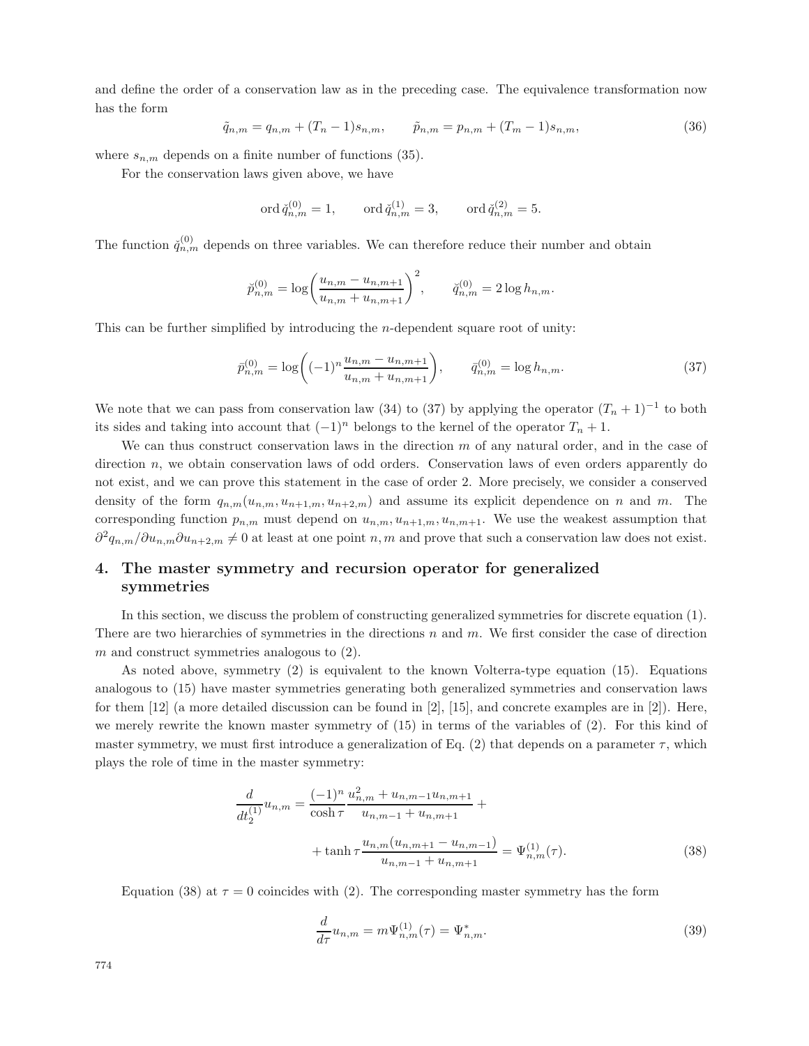and define the order of a conservation law as in the preceding case. The equivalence transformation now has the form

$$\tilde{q}_{n,m} = q_{n,m} + (T_n - 1)s_{n,m}, \qquad \tilde{p}_{n,m} = p_{n,m} + (T_m - 1)s_{n,m}, \tag{36}$$

where $s_{n,m}$ depends on a finite number of functions (35).

For the conservation laws given above, we have

$$\operatorname{ord} \check{q}^{(0)}_{n,m} = 1, \qquad \operatorname{ord} \check{q}^{(1)}_{n,m} = 3, \qquad \operatorname{ord} \check{q}^{(2)}_{n,m} = 5.$$

The function $\check{q}^{(0)}_{n,m}$ depends on three variables. We can therefore reduce their number and obtain

$$\breve{p}^{(0)}_{n,m} = \log\left(\frac{u_{n,m} - u_{n,m+1}}{u_{n,m} + u_{n,m+1}}\right)^2, \qquad \breve{q}^{(0)}_{n,m} = 2\log h_{n,m}.$$

This can be further simplified by introducing the $n$-dependent square root of unity:

$$\bar{p}^{(0)}_{n,m} = \log\left((-1)^n \frac{u_{n,m} - u_{n,m+1}}{u_{n,m} + u_{n,m+1}}\right), \qquad \bar{q}^{(0)}_{n,m} = \log h_{n,m}. \tag{37}$$

We note that we can pass from conservation law (34) to (37) by applying the operator $(T_n + 1)^{-1}$ to both its sides and taking into account that $(-1)^n$ belongs to the kernel of the operator $T_n + 1$.

We can thus construct conservation laws in the direction $m$ of any natural order, and in the case of direction $n$, we obtain conservation laws of odd orders. Conservation laws of even orders apparently do not exist, and we can prove this statement in the case of order 2. More precisely, we consider a conserved density of the form $q_{n,m}(u_{n,m}, u_{n+1,m}, u_{n+2,m})$ and assume its explicit dependence on $n$ and $m$. The corresponding function $p_{n,m}$ must depend on $u_{n,m}, u_{n+1,m}, u_{n,m+1}$. We use the weakest assumption that $\partial^2 q_{n,m}/\partial u_{n,m}\partial u_{n+2,m} \neq 0$ at least at one point $n, m$ and prove that such a conservation law does not exist.

## 4. The master symmetry and recursion operator for generalized symmetries

In this section, we discuss the problem of constructing generalized symmetries for discrete equation (1). There are two hierarchies of symmetries in the directions $n$ and $m$. We first consider the case of direction $m$ and construct symmetries analogous to (2).

As noted above, symmetry (2) is equivalent to the known Volterra-type equation (15). Equations analogous to (15) have master symmetries generating both generalized symmetries and conservation laws for them [12] (a more detailed discussion can be found in [2], [15], and concrete examples are in [2]). Here, we merely rewrite the known master symmetry of (15) in terms of the variables of (2). For this kind of master symmetry, we must first introduce a generalization of Eq. (2) that depends on a parameter $\tau$, which plays the role of time in the master symmetry:

$$\frac{d}{dt^{(1)}_2} u_{n,m} = \frac{(-1)^n}{\cosh\tau} \frac{u^2_{n,m} + u_{n,m-1}u_{n,m+1}}{u_{n,m-1} + u_{n,m+1}} + \tanh\tau \frac{u_{n,m}(u_{n,m+1} - u_{n,m-1})}{u_{n,m-1} + u_{n,m+1}} = \Psi^{(1)}_{n,m}(\tau). \tag{38}$$

Equation (38) at $\tau = 0$ coincides with (2). The corresponding master symmetry has the form

$$\frac{d}{d\tau} u_{n,m} = m\Psi^{(1)}_{n,m}(\tau) = \Psi^*_{n,m}. \tag{39}$$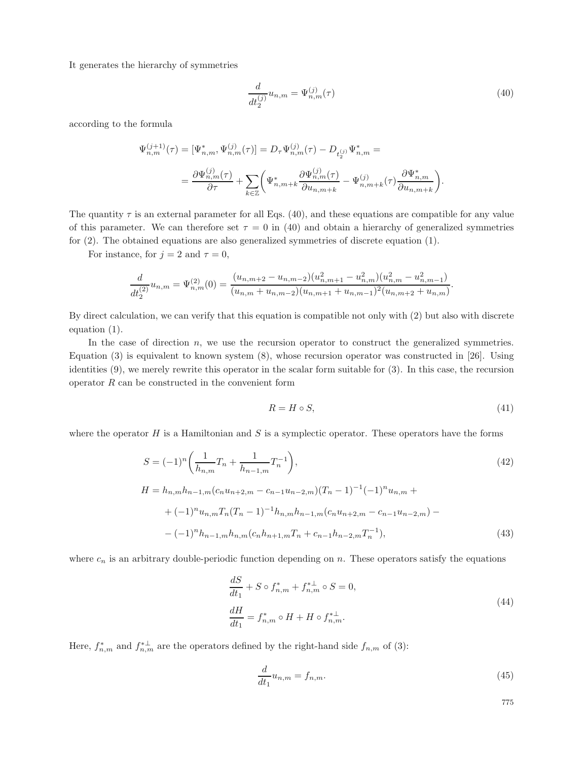It generates the hierarchy of symmetries

$$\frac{d}{dt_2^{(j)}} u_{n,m} = \Psi_{n,m}^{(j)}(\tau) \tag{40}$$

according to the formula

$$\Psi_{n,m}^{(j+1)}(\tau) = [\Psi_{n,m}^*, \Psi_{n,m}^{(j)}(\tau)] = D_\tau \Psi_{n,m}^{(j)}(\tau) - D_{t_2^{(j)}} \Psi_{n,m}^* =$$

$$= \frac{\partial \Psi_{n,m}^{(j)}(\tau)}{\partial \tau} + \sum_{k \in \mathbb{Z}} \left( \Psi_{n,m+k}^* \frac{\partial \Psi_{n,m}^{(j)}(\tau)}{\partial u_{n,m+k}} - \Psi_{n,m+k}^{(j)}(\tau) \frac{\partial \Psi_{n,m}^*}{\partial u_{n,m+k}} \right).$$

The quantity $\tau$ is an external parameter for all Eqs. (40), and these equations are compatible for any value of this parameter. We can therefore set $\tau = 0$ in (40) and obtain a hierarchy of generalized symmetries for (2). The obtained equations are also generalized symmetries of discrete equation (1).

For instance, for $j = 2$ and $\tau = 0$,

$$\frac{d}{dt_2^{(2)}} u_{n,m} = \Psi_{n,m}^{(2)}(0) = \frac{(u_{n,m+2} - u_{n,m-2})(u_{n,m+1}^2 - u_{n,m}^2)(u_{n,m}^2 - u_{n,m-1}^2)}{(u_{n,m} + u_{n,m-2})(u_{n,m+1} + u_{n,m-1})^2 (u_{n,m+2} + u_{n,m})}.$$

By direct calculation, we can verify that this equation is compatible not only with (2) but also with discrete equation (1).

In the case of direction $n$, we use the recursion operator to construct the generalized symmetries. Equation (3) is equivalent to known system (8), whose recursion operator was constructed in [26]. Using identities (9), we merely rewrite this operator in the scalar form suitable for (3). In this case, the recursion operator $R$ can be constructed in the convenient form

$$R = H \circ S, \tag{41}$$

where the operator $H$ is a Hamiltonian and $S$ is a symplectic operator. These operators have the forms

$$S = (-1)^n \left( \frac{1}{h_{n,m}} T_n + \frac{1}{h_{n-1,m}} T_n^{-1} \right), \tag{42}$$

$$\begin{aligned} H = {} & h_{n,m} h_{n-1,m} (c_n u_{n+2,m} - c_{n-1} u_{n-2,m})(T_n - 1)^{-1} (-1)^n u_{n,m} + \\ & + (-1)^n u_{n,m} T_n (T_n - 1)^{-1} h_{n,m} h_{n-1,m} (c_n u_{n+2,m} - c_{n-1} u_{n-2,m}) - \\ & - (-1)^n h_{n-1,m} h_{n,m} (c_n h_{n+1,m} T_n + c_{n-1} h_{n-2,m} T_n^{-1}), \end{aligned} \tag{43}$$

where $c_n$ is an arbitrary double-periodic function depending on $n$. These operators satisfy the equations

$$\begin{aligned} & \frac{dS}{dt_1} + S \circ f_{n,m}^* + f_{n,m}^{*\perp} \circ S = 0, \\ & \frac{dH}{dt_1} = f_{n,m}^* \circ H + H \circ f_{n,m}^{*\perp}. \end{aligned} \tag{44}$$

Here, $f_{n,m}^*$ and $f_{n,m}^{*\perp}$ are the operators defined by the right-hand side $f_{n,m}$ of (3):

$$\frac{d}{dt_1} u_{n,m} = f_{n,m}. \tag{45}$$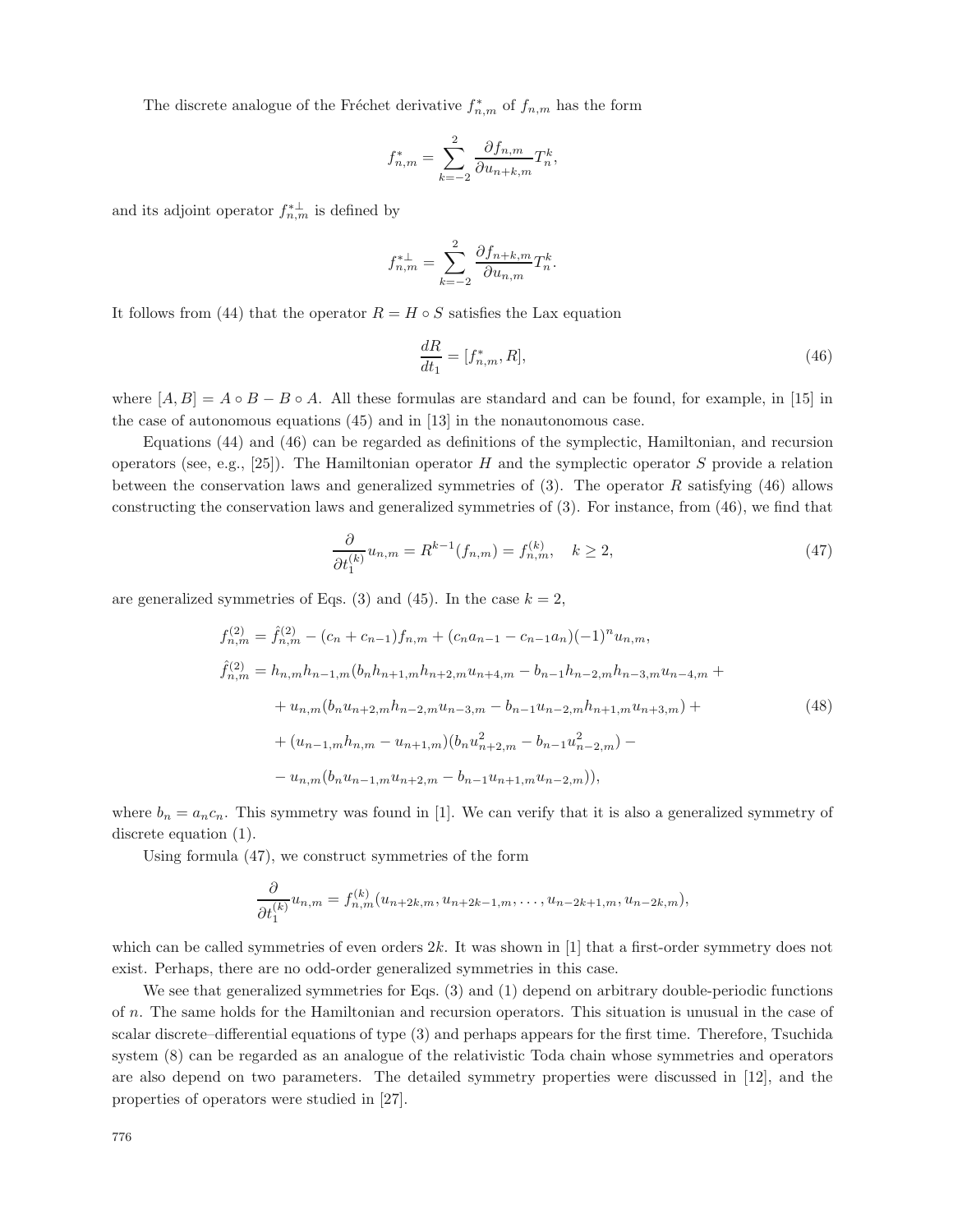The discrete analogue of the Fréchet derivative $f^*_{n,m}$ of $f_{n,m}$ has the form

$$
f^*_{n,m} = \sum_{k=-2}^{2} \frac{\partial f_{n,m}}{\partial u_{n+k,m}} T_n^k,
$$

and its adjoint operator $f^{*\perp}_{n,m}$ is defined by

$$
f^{*\perp}_{n,m} = \sum_{k=-2}^{2} \frac{\partial f_{n+k,m}}{\partial u_{n,m}} T_n^k.
$$

It follows from (44) that the operator $R = H \circ S$ satisfies the Lax equation

$$
\frac{dR}{dt_1} = [f^*_{n,m}, R], \tag{46}
$$

where $[A, B] = A \circ B - B \circ A$. All these formulas are standard and can be found, for example, in [15] in the case of autonomous equations (45) and in [13] in the nonautonomous case.

Equations (44) and (46) can be regarded as definitions of the symplectic, Hamiltonian, and recursion operators (see, e.g., [25]). The Hamiltonian operator $H$ and the symplectic operator $S$ provide a relation between the conservation laws and generalized symmetries of (3). The operator $R$ satisfying (46) allows constructing the conservation laws and generalized symmetries of (3). For instance, from (46), we find that

$$
\frac{\partial}{\partial t_1^{(k)}} u_{n,m} = R^{k-1}(f_{n,m}) = f^{(k)}_{n,m}, \quad k \geq 2, \tag{47}
$$

are generalized symmetries of Eqs. (3) and (45). In the case $k = 2$,

$$
\begin{aligned}
f^{(2)}_{n,m} &= \hat{f}^{(2)}_{n,m} - (c_n + c_{n-1}) f_{n,m} + (c_n a_{n-1} - c_{n-1} a_n)(-1)^n u_{n,m}, \\
\hat{f}^{(2)}_{n,m} &= h_{n,m} h_{n-1,m} (b_n h_{n+1,m} h_{n+2,m} u_{n+4,m} - b_{n-1} h_{n-2,m} h_{n-3,m} u_{n-4,m} + \\
&\quad + u_{n,m} (b_n u_{n+2,m} h_{n-2,m} u_{n-3,m} - b_{n-1} u_{n-2,m} h_{n+1,m} u_{n+3,m}) + \\
&\quad + (u_{n-1,m} h_{n,m} - u_{n+1,m})(b_n u^2_{n+2,m} - b_{n-1} u^2_{n-2,m}) - \\
&\quad - u_{n,m} (b_n u_{n-1,m} u_{n+2,m} - b_{n-1} u_{n+1,m} u_{n-2,m})),
\end{aligned} \tag{48}
$$

where $b_n = a_n c_n$. This symmetry was found in [1]. We can verify that it is also a generalized symmetry of discrete equation (1).

Using formula (47), we construct symmetries of the form

$$
\frac{\partial}{\partial t_1^{(k)}} u_{n,m} = f^{(k)}_{n,m}(u_{n+2k,m}, u_{n+2k-1,m}, \ldots, u_{n-2k+1,m}, u_{n-2k,m}),
$$

which can be called symmetries of even orders $2k$. It was shown in [1] that a first-order symmetry does not exist. Perhaps, there are no odd-order generalized symmetries in this case.

We see that generalized symmetries for Eqs. (3) and (1) depend on arbitrary double-periodic functions of $n$. The same holds for the Hamiltonian and recursion operators. This situation is unusual in the case of scalar discrete–differential equations of type (3) and perhaps appears for the first time. Therefore, Tsuchida system (8) can be regarded as an analogue of the relativistic Toda chain whose symmetries and operators are also depend on two parameters. The detailed symmetry properties were discussed in [12], and the properties of operators were studied in [27].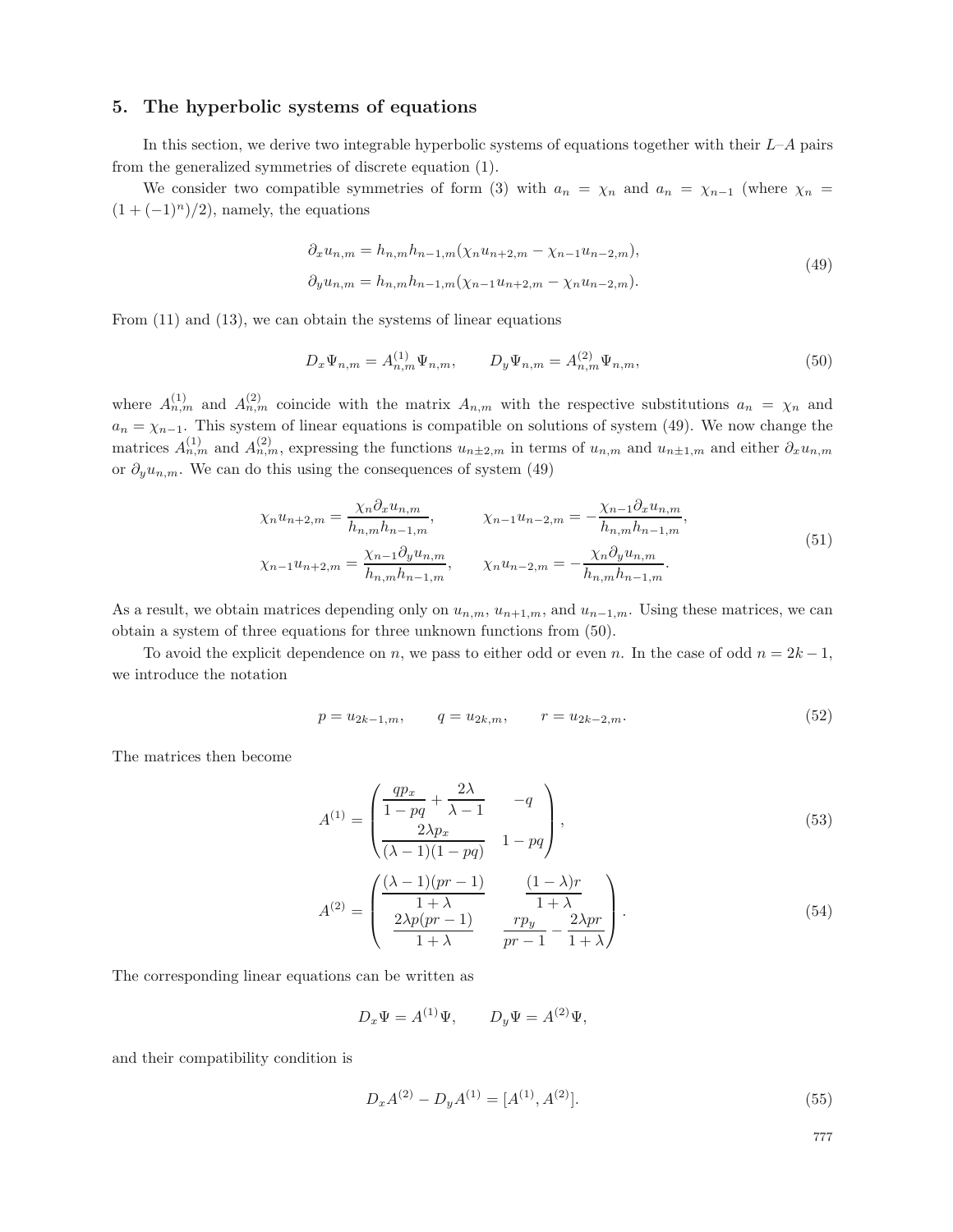## 5. The hyperbolic systems of equations

In this section, we derive two integrable hyperbolic systems of equations together with their $L$–$A$ pairs from the generalized symmetries of discrete equation (1).

We consider two compatible symmetries of form (3) with $a_n = \chi_n$ and $a_n = \chi_{n-1}$ (where $\chi_n = (1+(-1)^n)/2$), namely, the equations

$$
\begin{aligned}
\partial_x u_{n,m} &= h_{n,m}h_{n-1,m}(\chi_n u_{n+2,m} - \chi_{n-1}u_{n-2,m}),\\
\partial_y u_{n,m} &= h_{n,m}h_{n-1,m}(\chi_{n-1} u_{n+2,m} - \chi_{n}u_{n-2,m}).
\end{aligned}
\tag{49}
$$

From (11) and (13), we can obtain the systems of linear equations

$$
D_x\Psi_{n,m} = A^{(1)}_{n,m}\Psi_{n,m}, \qquad D_y\Psi_{n,m} = A^{(2)}_{n,m}\Psi_{n,m}, \tag{50}
$$

where $A^{(1)}_{n,m}$ and $A^{(2)}_{n,m}$ coincide with the matrix $A_{n,m}$ with the respective substitutions $a_n = \chi_n$ and $a_n = \chi_{n-1}$. This system of linear equations is compatible on solutions of system (49). We now change the matrices $A^{(1)}_{n,m}$ and $A^{(2)}_{n,m}$, expressing the functions $u_{n\pm2,m}$ in terms of $u_{n,m}$ and $u_{n\pm1,m}$ and either $\partial_x u_{n,m}$ or $\partial_y u_{n,m}$. We can do this using the consequences of system (49)

$$
\begin{aligned}
\chi_n u_{n+2,m} &= \frac{\chi_n\partial_x u_{n,m}}{h_{n,m}h_{n-1,m}}, &\qquad \chi_{n-1}u_{n-2,m} &= -\frac{\chi_{n-1}\partial_x u_{n,m}}{h_{n,m}h_{n-1,m}},\\
\chi_{n-1} u_{n+2,m} &= \frac{\chi_{n-1}\partial_y u_{n,m}}{h_{n,m}h_{n-1,m}}, &\qquad \chi_{n}u_{n-2,m} &= -\frac{\chi_{n}\partial_y u_{n,m}}{h_{n,m}h_{n-1,m}}.
\end{aligned}
\tag{51}
$$

As a result, we obtain matrices depending only on $u_{n,m}$, $u_{n+1,m}$, and $u_{n-1,m}$. Using these matrices, we can obtain a system of three equations for three unknown functions from (50).

To avoid the explicit dependence on $n$, we pass to either odd or even $n$. In the case of odd $n = 2k-1$, we introduce the notation

$$
p = u_{2k-1,m}, \qquad q = u_{2k,m}, \qquad r = u_{2k-2,m}. \tag{52}
$$

The matrices then become

$$
A^{(1)} = \begin{pmatrix} \dfrac{qp_x}{1-pq} + \dfrac{2\lambda}{\lambda-1} & -q \\ \dfrac{2\lambda p_x}{(\lambda-1)(1-pq)} & 1-pq \end{pmatrix}, \tag{53}
$$

$$
A^{(2)} = \begin{pmatrix} \dfrac{(\lambda-1)(pr-1)}{1+\lambda} & \dfrac{(1-\lambda)r}{1+\lambda} \\ \dfrac{2\lambda p(pr-1)}{1+\lambda} & \dfrac{rp_y}{pr-1} - \dfrac{2\lambda pr}{1+\lambda} \end{pmatrix}. \tag{54}
$$

The corresponding linear equations can be written as

$$
D_x\Psi = A^{(1)}\Psi, \qquad D_y\Psi = A^{(2)}\Psi,
$$

and their compatibility condition is

$$
D_x A^{(2)} - D_y A^{(1)} = [A^{(1)}, A^{(2)}]. \tag{55}
$$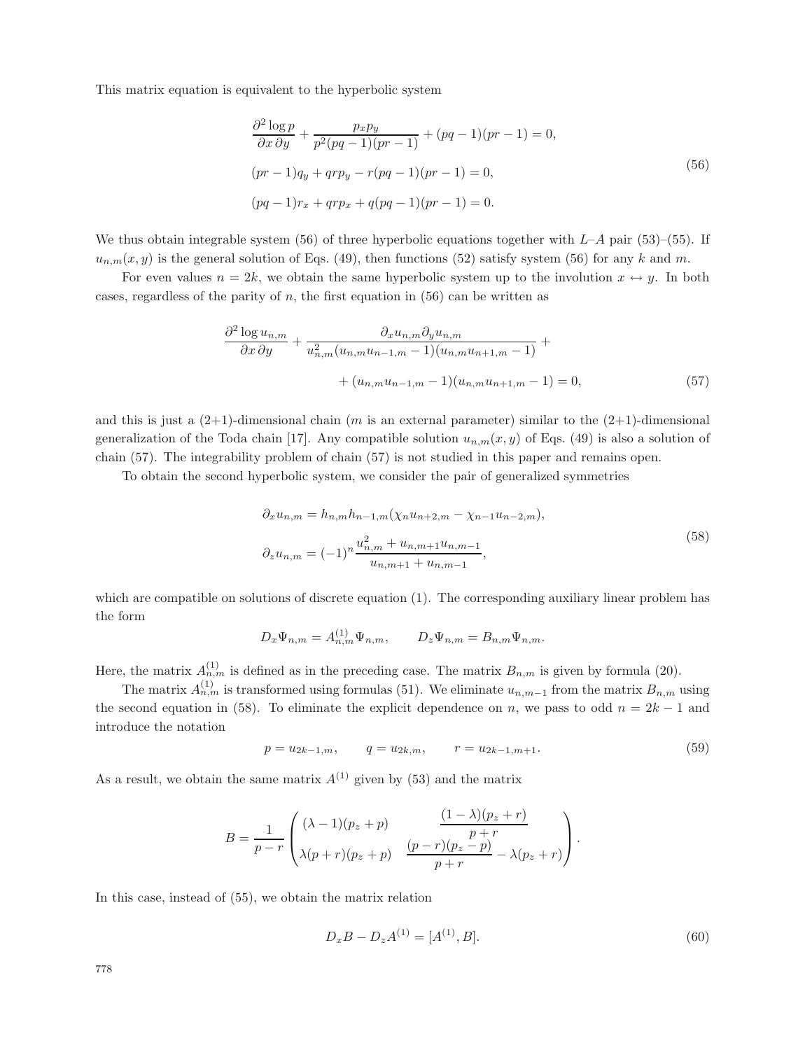This matrix equation is equivalent to the hyperbolic system

$$
\begin{aligned}
&\frac{\partial^2 \log p}{\partial x\,\partial y} + \frac{p_x p_y}{p^2(pq-1)(pr-1)} + (pq-1)(pr-1) = 0,\\
&(pr-1)q_y + qrp_y - r(pq-1)(pr-1) = 0,\\
&(pq-1)r_x + qrp_x + q(pq-1)(pr-1) = 0.
\end{aligned}
\tag{56}
$$

We thus obtain integrable system (56) of three hyperbolic equations together with $L$–$A$ pair (53)–(55). If $u_{n,m}(x,y)$ is the general solution of Eqs. (49), then functions (52) satisfy system (56) for any $k$ and $m$.

For even values $n = 2k$, we obtain the same hyperbolic system up to the involution $x \leftrightarrow y$. In both cases, regardless of the parity of $n$, the first equation in (56) can be written as

$$
\frac{\partial^2 \log u_{n,m}}{\partial x\,\partial y} + \frac{\partial_x u_{n,m} \partial_y u_{n,m}}{u_{n,m}^2(u_{n,m}u_{n-1,m}-1)(u_{n,m}u_{n+1,m}-1)} + \\
+ (u_{n,m}u_{n-1,m}-1)(u_{n,m}u_{n+1,m}-1) = 0,
\tag{57}
$$

and this is just a (2+1)-dimensional chain ($m$ is an external parameter) similar to the (2+1)-dimensional generalization of the Toda chain [17]. Any compatible solution $u_{n,m}(x,y)$ of Eqs. (49) is also a solution of chain (57). The integrability problem of chain (57) is not studied in this paper and remains open.

To obtain the second hyperbolic system, we consider the pair of generalized symmetries

$$
\begin{aligned}
&\partial_x u_{n,m} = h_{n,m}h_{n-1,m}(\chi_n u_{n+2,m} - \chi_{n-1}u_{n-2,m}),\\
&\partial_z u_{n,m} = (-1)^n \frac{u_{n,m}^2 + u_{n,m+1}u_{n,m-1}}{u_{n,m+1}+u_{n,m-1}},
\end{aligned}
\tag{58}
$$

which are compatible on solutions of discrete equation (1). The corresponding auxiliary linear problem has the form

$$
D_x\Psi_{n,m} = A^{(1)}_{n,m}\Psi_{n,m}, \qquad D_z\Psi_{n,m} = B_{n,m}\Psi_{n,m}.
$$

Here, the matrix $A^{(1)}_{n,m}$ is defined as in the preceding case. The matrix $B_{n,m}$ is given by formula (20).

The matrix $A^{(1)}_{n,m}$ is transformed using formulas (51). We eliminate $u_{n,m-1}$ from the matrix $B_{n,m}$ using the second equation in (58). To eliminate the explicit dependence on $n$, we pass to odd $n = 2k-1$ and introduce the notation

$$
p = u_{2k-1,m}, \qquad q = u_{2k,m}, \qquad r = u_{2k-1,m+1}.
\tag{59}
$$

As a result, we obtain the same matrix $A^{(1)}$ given by (53) and the matrix

$$
B = \frac{1}{p-r}\begin{pmatrix} (\lambda-1)(p_z+p) & \dfrac{(1-\lambda)(p_z+r)}{p+r} \\ \lambda(p+r)(p_z+p) & \dfrac{(p-r)(p_z-p)}{p+r} - \lambda(p_z+r) \end{pmatrix}.
$$

In this case, instead of (55), we obtain the matrix relation

$$
D_x B - D_z A^{(1)} = [A^{(1)}, B].
\tag{60}
$$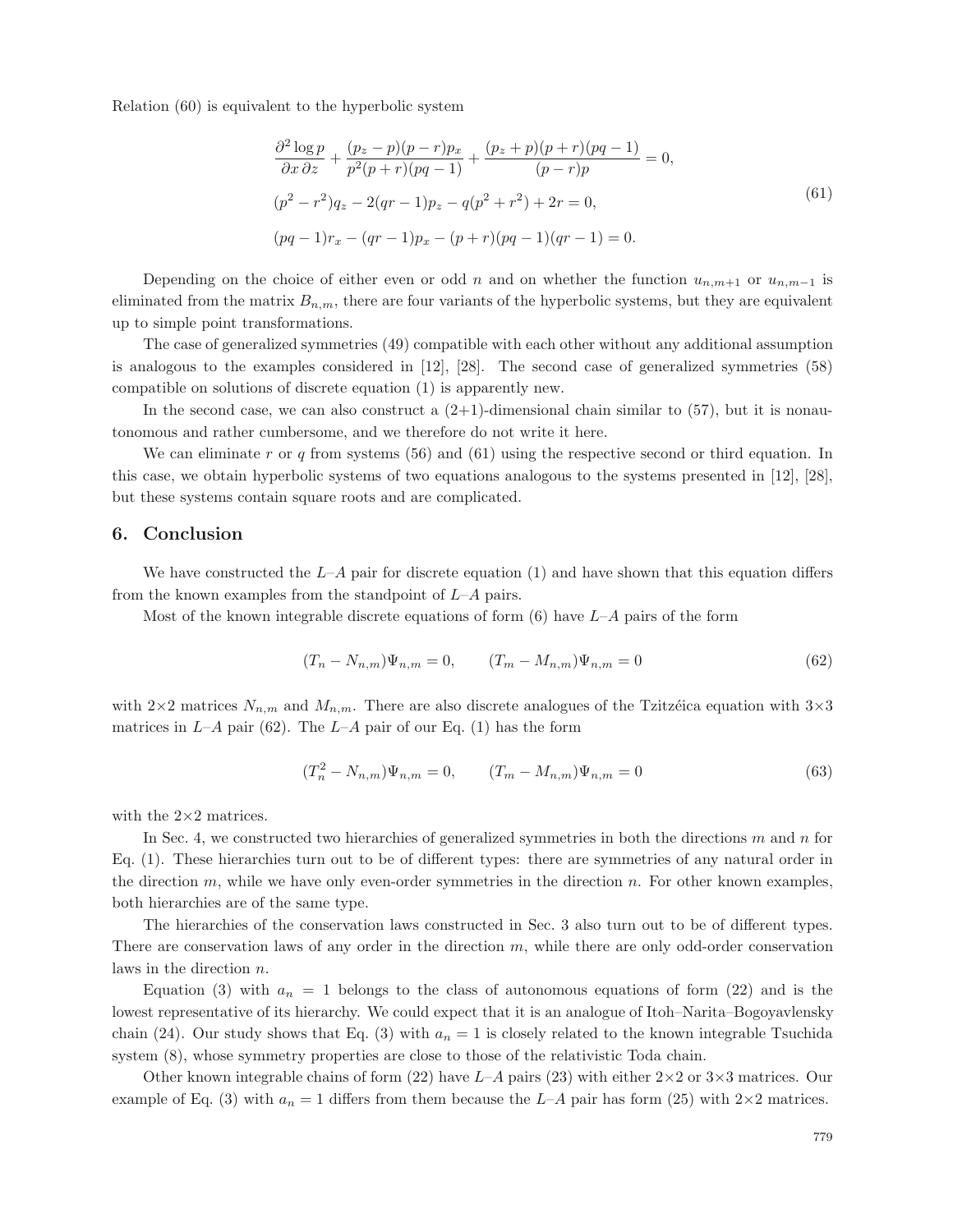Relation (60) is equivalent to the hyperbolic system

$$
\begin{aligned}
&\frac{\partial^2 \log p}{\partial x\,\partial z} + \frac{(p_z - p)(p-r)p_x}{p^2(p+r)(pq-1)} + \frac{(p_z+p)(p+r)(pq-1)}{(p-r)p} = 0,\\
&(p^2 - r^2)q_z - 2(qr-1)p_z - q(p^2+r^2) + 2r = 0,\\
&(pq-1)r_x - (qr-1)p_x - (p+r)(pq-1)(qr-1) = 0.
\end{aligned}
\tag{61}
$$

Depending on the choice of either even or odd $n$ and on whether the function $u_{n,m+1}$ or $u_{n,m-1}$ is eliminated from the matrix $B_{n,m}$, there are four variants of the hyperbolic systems, but they are equivalent up to simple point transformations.

The case of generalized symmetries (49) compatible with each other without any additional assumption is analogous to the examples considered in [12], [28]. The second case of generalized symmetries (58) compatible on solutions of discrete equation (1) is apparently new.

In the second case, we can also construct a (2+1)-dimensional chain similar to (57), but it is nonautonomous and rather cumbersome, and we therefore do not write it here.

We can eliminate $r$ or $q$ from systems (56) and (61) using the respective second or third equation. In this case, we obtain hyperbolic systems of two equations analogous to the systems presented in [12], [28], but these systems contain square roots and are complicated.

## 6. Conclusion

We have constructed the $L$–$A$ pair for discrete equation (1) and have shown that this equation differs from the known examples from the standpoint of $L$–$A$ pairs.

Most of the known integrable discrete equations of form (6) have $L$–$A$ pairs of the form

$$
(T_n - N_{n,m})\Psi_{n,m} = 0, \qquad (T_m - M_{n,m})\Psi_{n,m} = 0
\tag{62}
$$

with $2{\times}2$ matrices $N_{n,m}$ and $M_{n,m}$. There are also discrete analogues of the Tzitzéica equation with $3{\times}3$ matrices in $L$–$A$ pair (62). The $L$–$A$ pair of our Eq. (1) has the form

$$
(T_n^2 - N_{n,m})\Psi_{n,m} = 0, \qquad (T_m - M_{n,m})\Psi_{n,m} = 0
\tag{63}
$$

with the $2{\times}2$ matrices.

In Sec. 4, we constructed two hierarchies of generalized symmetries in both the directions $m$ and $n$ for Eq. (1). These hierarchies turn out to be of different types: there are symmetries of any natural order in the direction $m$, while we have only even-order symmetries in the direction $n$. For other known examples, both hierarchies are of the same type.

The hierarchies of the conservation laws constructed in Sec. 3 also turn out to be of different types. There are conservation laws of any order in the direction $m$, while there are only odd-order conservation laws in the direction $n$.

Equation (3) with $a_n = 1$ belongs to the class of autonomous equations of form (22) and is the lowest representative of its hierarchy. We could expect that it is an analogue of Itoh–Narita–Bogoyavlensky chain (24). Our study shows that Eq. (3) with $a_n = 1$ is closely related to the known integrable Tsuchida system (8), whose symmetry properties are close to those of the relativistic Toda chain.

Other known integrable chains of form (22) have $L$–$A$ pairs (23) with either $2{\times}2$ or $3{\times}3$ matrices. Our example of Eq. (3) with $a_n = 1$ differs from them because the $L$–$A$ pair has form (25) with $2{\times}2$ matrices.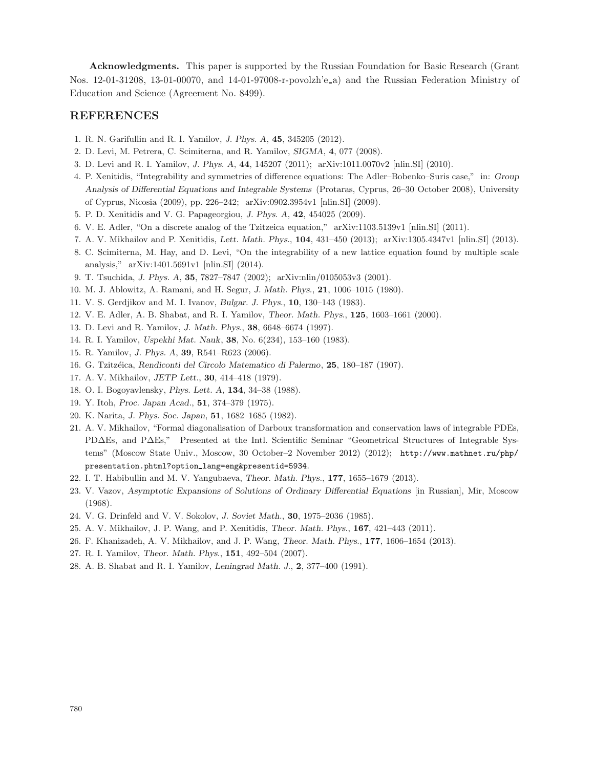**Acknowledgments.** This paper is supported by the Russian Foundation for Basic Research (Grant Nos. 12-01-31208, 13-01-00070, and 14-01-97008-r-povolzh'e_a) and the Russian Federation Ministry of Education and Science (Agreement No. 8499).

## REFERENCES

1. R. N. Garifullin and R. I. Yamilov, *J. Phys. A*, **45**, 345205 (2012).
2. D. Levi, M. Petrera, C. Scimiterna, and R. Yamilov, *SIGMA*, **4**, 077 (2008).
3. D. Levi and R. I. Yamilov, *J. Phys. A*, **44**, 145207 (2011); arXiv:1011.0070v2 [nlin.SI] (2010).
4. P. Xenitidis, "Integrability and symmetries of difference equations: The Adler–Bobenko–Suris case," in: *Group Analysis of Differential Equations and Integrable Systems* (Protaras, Cyprus, 26–30 October 2008), University of Cyprus, Nicosia (2009), pp. 226–242; arXiv:0902.3954v1 [nlin.SI] (2009).
5. P. D. Xenitidis and V. G. Papageorgiou, *J. Phys. A*, **42**, 454025 (2009).
6. V. E. Adler, "On a discrete analog of the Tzitzeica equation," arXiv:1103.5139v1 [nlin.SI] (2011).
7. A. V. Mikhailov and P. Xenitidis, *Lett. Math. Phys.*, **104**, 431–450 (2013); arXiv:1305.4347v1 [nlin.SI] (2013).
8. C. Scimiterna, M. Hay, and D. Levi, "On the integrability of a new lattice equation found by multiple scale analysis," arXiv:1401.5691v1 [nlin.SI] (2014).
9. T. Tsuchida, *J. Phys. A*, **35**, 7827–7847 (2002); arXiv:nlin/0105053v3 (2001).
10. M. J. Ablowitz, A. Ramani, and H. Segur, *J. Math. Phys.*, **21**, 1006–1015 (1980).
11. V. S. Gerdjikov and M. I. Ivanov, *Bulgar. J. Phys.*, **10**, 130–143 (1983).
12. V. E. Adler, A. B. Shabat, and R. I. Yamilov, *Theor. Math. Phys.*, **125**, 1603–1661 (2000).
13. D. Levi and R. Yamilov, *J. Math. Phys.*, **38**, 6648–6674 (1997).
14. R. I. Yamilov, *Uspekhi Mat. Nauk*, **38**, No. 6(234), 153–160 (1983).
15. R. Yamilov, *J. Phys. A*, **39**, R541–R623 (2006).
16. G. Tzitzéica, *Rendiconti del Circolo Matematico di Palermo*, **25**, 180–187 (1907).
17. A. V. Mikhailov, *JETP Lett.*, **30**, 414–418 (1979).
18. O. I. Bogoyavlensky, *Phys. Lett. A*, **134**, 34–38 (1988).
19. Y. Itoh, *Proc. Japan Acad.*, **51**, 374–379 (1975).
20. K. Narita, *J. Phys. Soc. Japan*, **51**, 1682–1685 (1982).
21. A. V. Mikhailov, "Formal diagonalisation of Darboux transformation and conservation laws of integrable PDEs, PDΔEs, and PΔEs," Presented at the Intl. Scientific Seminar "Geometrical Structures of Integrable Systems" (Moscow State Univ., Moscow, 30 October–2 November 2012) (2012); `http://www.mathnet.ru/php/presentation.phtml?option_lang=eng&presentid=5934`.
22. I. T. Habibullin and M. V. Yangubaeva, *Theor. Math. Phys.*, **177**, 1655–1679 (2013).
23. V. Vazov, *Asymptotic Expansions of Solutions of Ordinary Differential Equations* [in Russian], Mir, Moscow (1968).
24. V. G. Drinfeld and V. V. Sokolov, *J. Soviet Math.*, **30**, 1975–2036 (1985).
25. A. V. Mikhailov, J. P. Wang, and P. Xenitidis, *Theor. Math. Phys.*, **167**, 421–443 (2011).
26. F. Khanizadeh, A. V. Mikhailov, and J. P. Wang, *Theor. Math. Phys.*, **177**, 1606–1654 (2013).
27. R. I. Yamilov, *Theor. Math. Phys.*, **151**, 492–504 (2007).
28. A. B. Shabat and R. I. Yamilov, *Leningrad Math. J.*, **2**, 377–400 (1991).